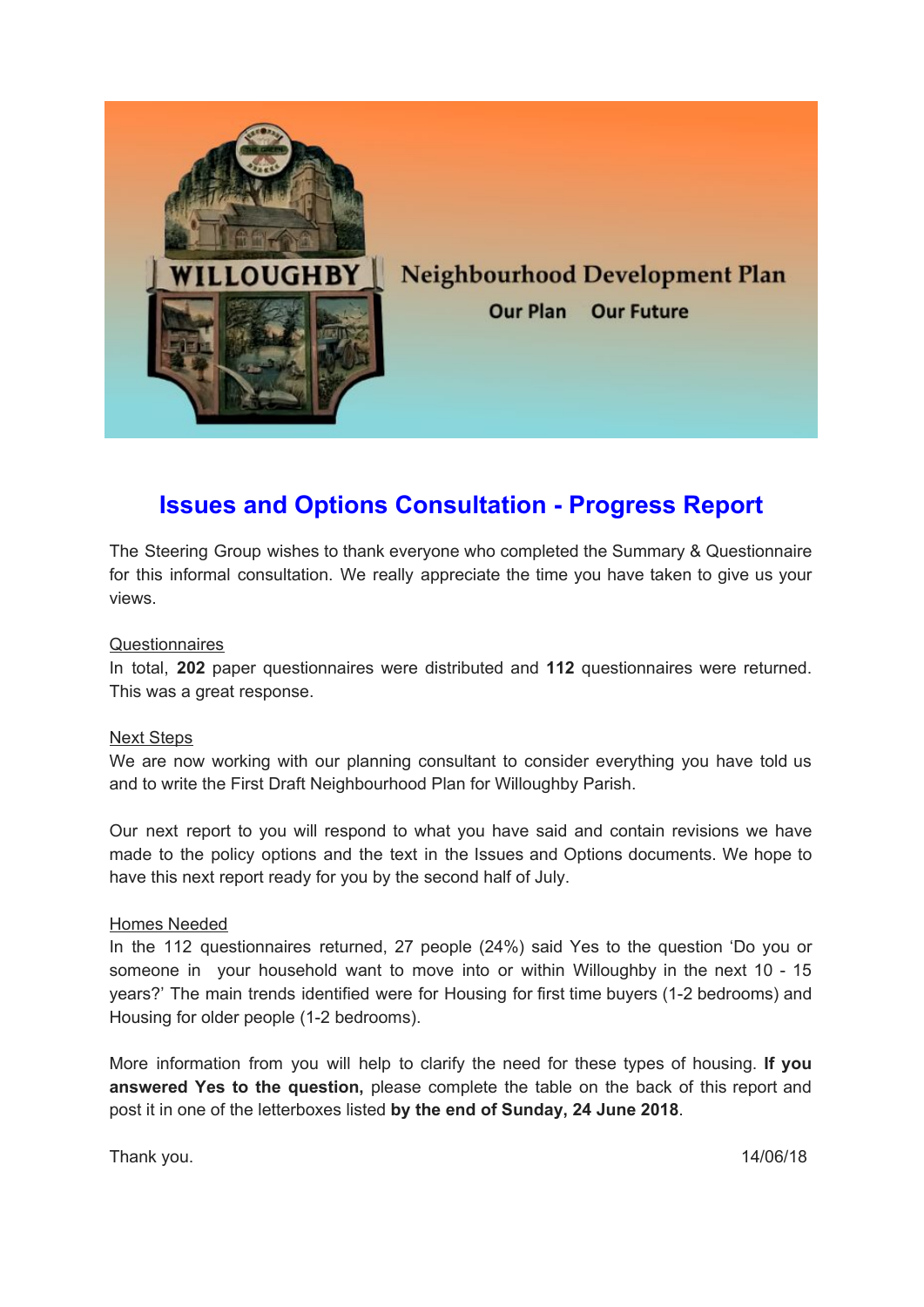WILLOUGHBY

Neighbourhood Development Plan

Our Plan Our Future

# Issues and Options Consultation - Progress Report

The Steering Group wishes to thank everyone who completed the Summary & Questionnaire for this informal consultation. We really appreciate the time you have taken to give us your views.

## Questionnaires

In total, **202** paper questionnaires were distributed and **112** questionnaires were returned. This was a great response.

## Next Steps

We are now working with our planning consultant to consider everything you have told us and to write the First Draft Neighbourhood Plan for Willoughby Parish.

Our next report to you will respond to what you have said and contain revisions we have made to the policy options and the text in the Issues and Options documents. We hope to have this next report ready for you by the second half of July.

## Homes Needed

In the 112 questionnaires returned, 27 people (24%) said Yes to the question 'Do you or someone in your household want to move into or within Willoughby in the next 10 - 15 years?' The main trends identified were for Housing for first time buyers (1-2 bedrooms) and Housing for older people (1-2 bedrooms).

More information from you will help to clarify the need for these types of housing. **If you answered Yes to the question,** please complete the table on the back of this report and post it in one of the letterboxes listed **by the end of Sunday, 24 June 2018**.

Thank you.

14/06/18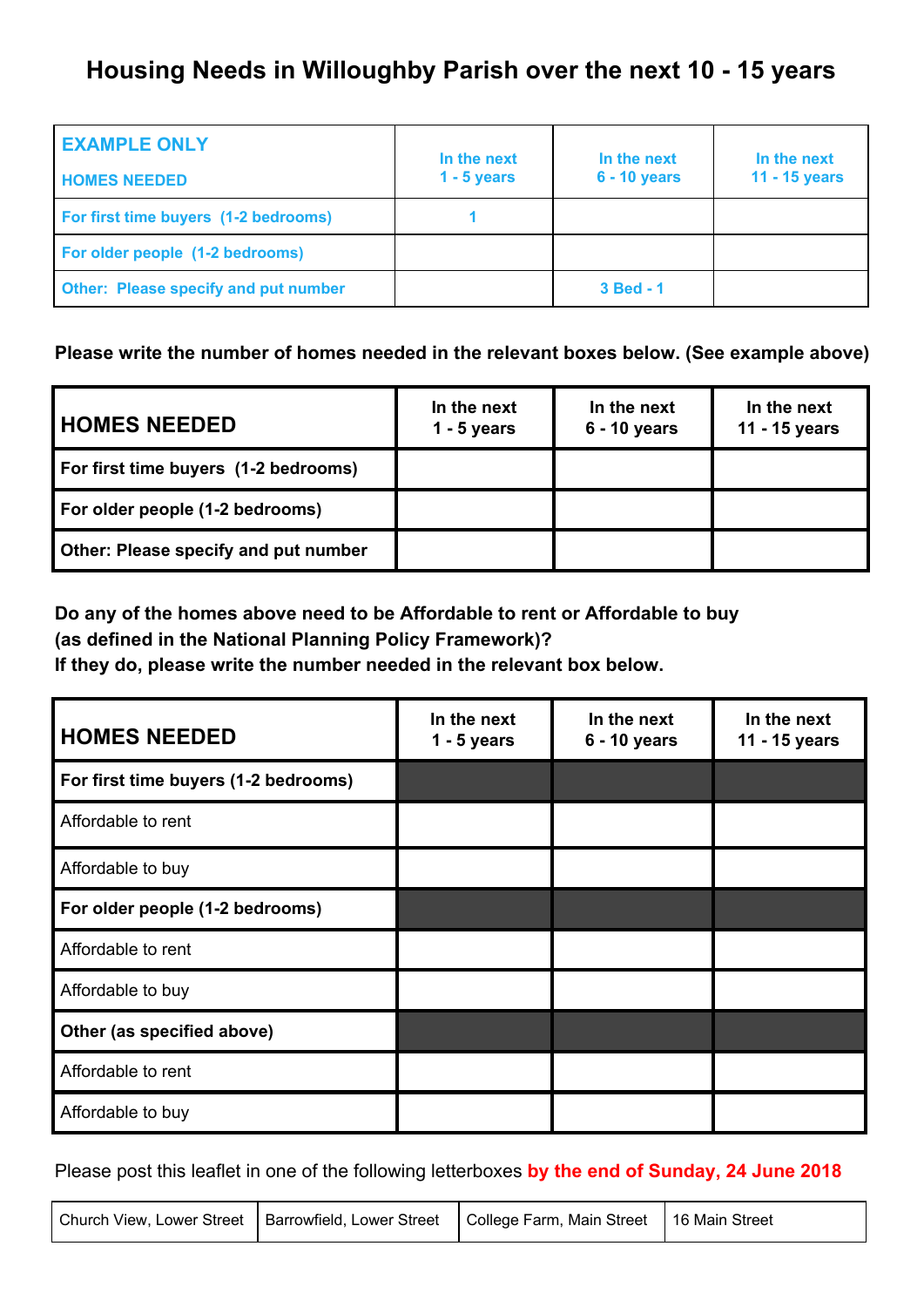# Housing Needs in Willoughby Parish over the next 10 - 15 years

| EXAMPLE ONLY<br>HOMES NEEDED | In the next 1 - 5 years | In the next 6 - 10 years | In the next 11 - 15 years |
|---|---|---|---|
| For first time buyers (1-2 bedrooms) | 1 | | |
| For older people (1-2 bedrooms) | | | |
| Other: Please specify and put number | | 3 Bed - 1 | |

**Please write the number of homes needed in the relevant boxes below. (See example above)**

| HOMES NEEDED | In the next 1 - 5 years | In the next 6 - 10 years | In the next 11 - 15 years |
|---|---|---|---|
| **For first time buyers (1-2 bedrooms)** | | | |
| **For older people (1-2 bedrooms)** | | | |
| **Other: Please specify and put number** | | | |

**Do any of the homes above need to be Affordable to rent or Affordable to buy (as defined in the National Planning Policy Framework)?**
**If they do, please write the number needed in the relevant box below.**

| HOMES NEEDED | In the next 1 - 5 years | In the next 6 - 10 years | In the next 11 - 15 years |
|---|---|---|---|
| **For first time buyers (1-2 bedrooms)** | | | |
| Affordable to rent | | | |
| Affordable to buy | | | |
| **For older people (1-2 bedrooms)** | | | |
| Affordable to rent | | | |
| Affordable to buy | | | |
| **Other (as specified above)** | | | |
| Affordable to rent | | | |
| Affordable to buy | | | |

Please post this leaflet in one of the following letterboxes **by the end of Sunday, 24 June 2018**

| | | | |
|---|---|---|---|
| Church View, Lower Street | Barrowfield, Lower Street | College Farm, Main Street | 16 Main Street |